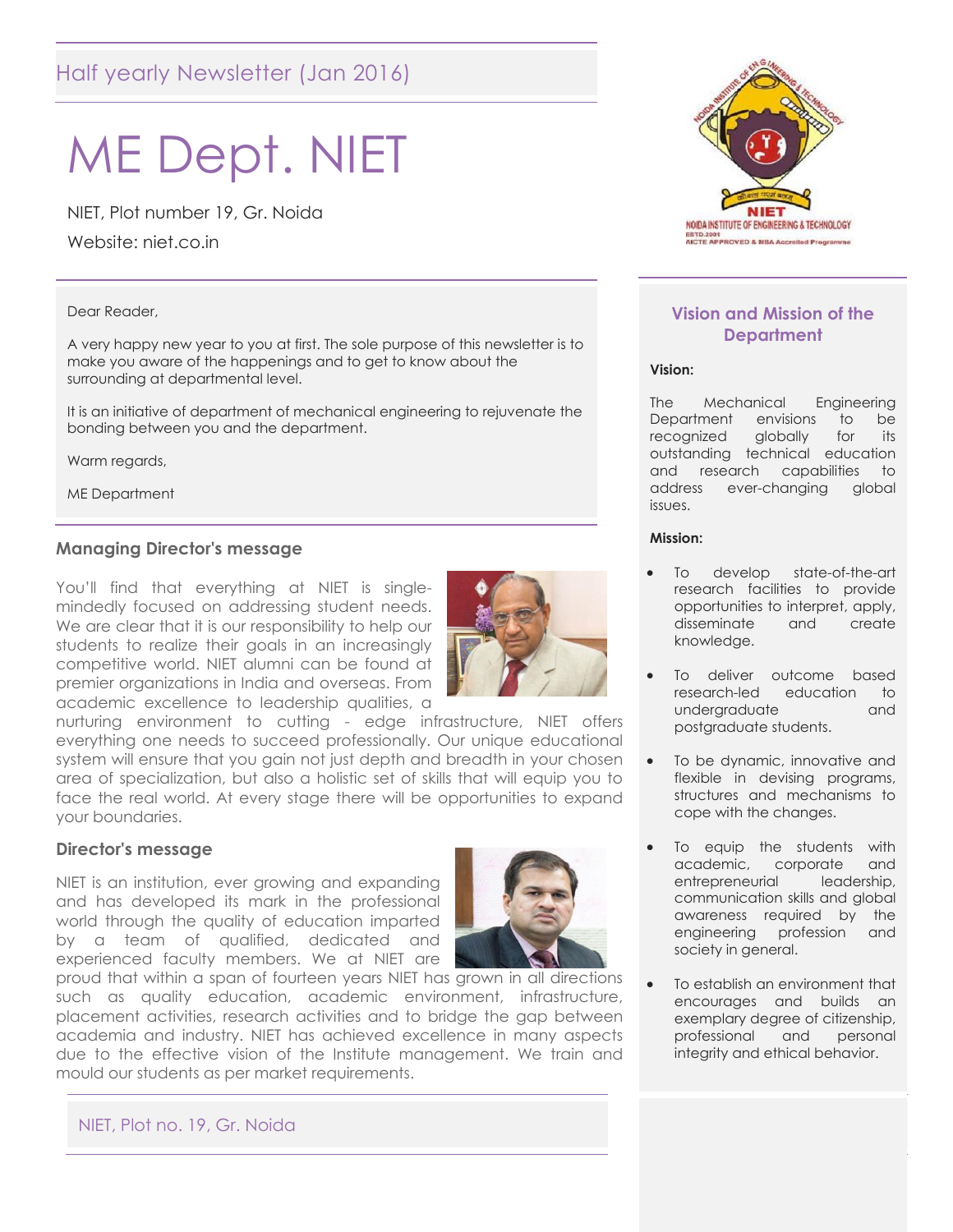Half yearly Newsletter (Jan 2016)

# ME Dept. NIET

NIET, Plot number 19, Gr. Noida

Website: niet.co.in

Dear Reader,

A very happy new year to you at first. The sole purpose of this newsletter is to make you aware of the happenings and to get to know about the surrounding at departmental level.

It is an initiative of department of mechanical engineering to rejuvenate the bonding between you and the department.

Warm regards,

ME Department

## Managing Director's message

You'll find that everything at NIET is single-mindedly focused on addressing student needs. We are clear that it is our responsibility to help our students to realize their goals in an increasingly competitive world. NIET alumni can be found at premier organizations in India and overseas. From academic excellence to leadership qualities, a nurturing environment to cutting - edge infrastructure, NIET offers everything one needs to succeed professionally. Our unique educational system will ensure that you gain not just depth and breadth in your chosen area of specialization, but also a holistic set of skills that will equip you to face the real world. At every stage there will be opportunities to expand your boundaries.

## Director's message

NIET is an institution, ever growing and expanding and has developed its mark in the professional world through the quality of education imparted by a team of qualified, dedicated and experienced faculty members. We at NIET are proud that within a span of fourteen years NIET has grown in all directions such as quality education, academic environment, infrastructure, placement activities, research activities and to bridge the gap between academia and industry. NIET has achieved excellence in many aspects due to the effective vision of the Institute management. We train and mould our students as per market requirements.

## Vision and Mission of the Department

**Vision:**

The Mechanical Engineering Department envisions to be recognized globally for its outstanding technical education and research capabilities to address ever-changing global issues.

**Mission:**

- To develop state-of-the-art research facilities to provide opportunities to interpret, apply, disseminate and create knowledge.
- To deliver outcome based research-led education to undergraduate and postgraduate students.
- To be dynamic, innovative and flexible in devising programs, structures and mechanisms to cope with the changes.
- To equip the students with academic, corporate and entrepreneurial leadership, communication skills and global awareness required by the engineering profession and society in general.
- To establish an environment that encourages and builds an exemplary degree of citizenship, professional and personal integrity and ethical behavior.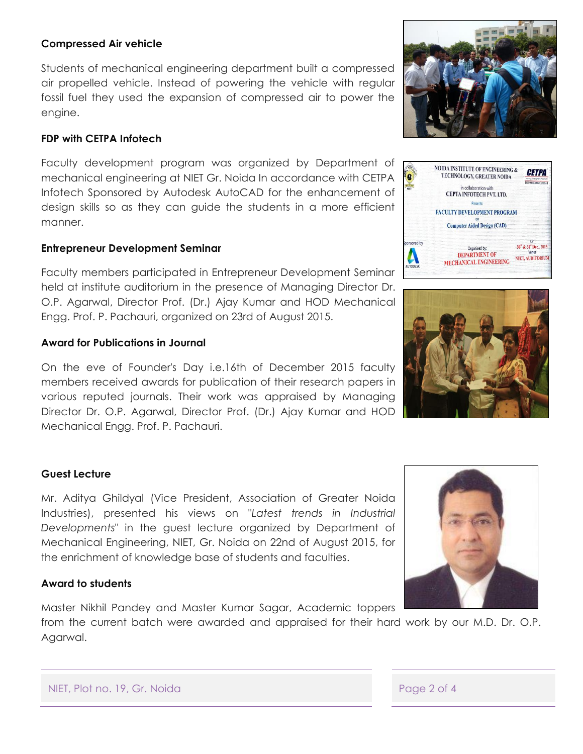**Compressed Air vehicle**

Students of mechanical engineering department built a compressed air propelled vehicle. Instead of powering the vehicle with regular fossil fuel they used the expansion of compressed air to power the engine.

**FDP with CETPA Infotech**

Faculty development program was organized by Department of mechanical engineering at NIET Gr. Noida In accordance with CETPA Infotech Sponsored by Autodesk AutoCAD for the enhancement of design skills so as they can guide the students in a more efficient manner.

**Entrepreneur Development Seminar**

Faculty members participated in Entrepreneur Development Seminar held at institute auditorium in the presence of Managing Director Dr. O.P. Agarwal, Director Prof. (Dr.) Ajay Kumar and HOD Mechanical Engg. Prof. P. Pachauri, organized on 23rd of August 2015.

**Award for Publications in Journal**

On the eve of Founder's Day i.e.16th of December 2015 faculty members received awards for publication of their research papers in various reputed journals. Their work was appraised by Managing Director Dr. O.P. Agarwal, Director Prof. (Dr.) Ajay Kumar and HOD Mechanical Engg. Prof. P. Pachauri.

**Guest Lecture**

Mr. Aditya Ghildyal (Vice President, Association of Greater Noida Industries), presented his views on "*Latest trends in Industrial Developments*" in the guest lecture organized by Department of Mechanical Engineering, NIET, Gr. Noida on 22nd of August 2015, for the enrichment of knowledge base of students and faculties.

**Award to students**

Master Nikhil Pandey and Master Kumar Sagar, Academic toppers from the current batch were awarded and appraised for their hard work by our M.D. Dr. O.P. Agarwal.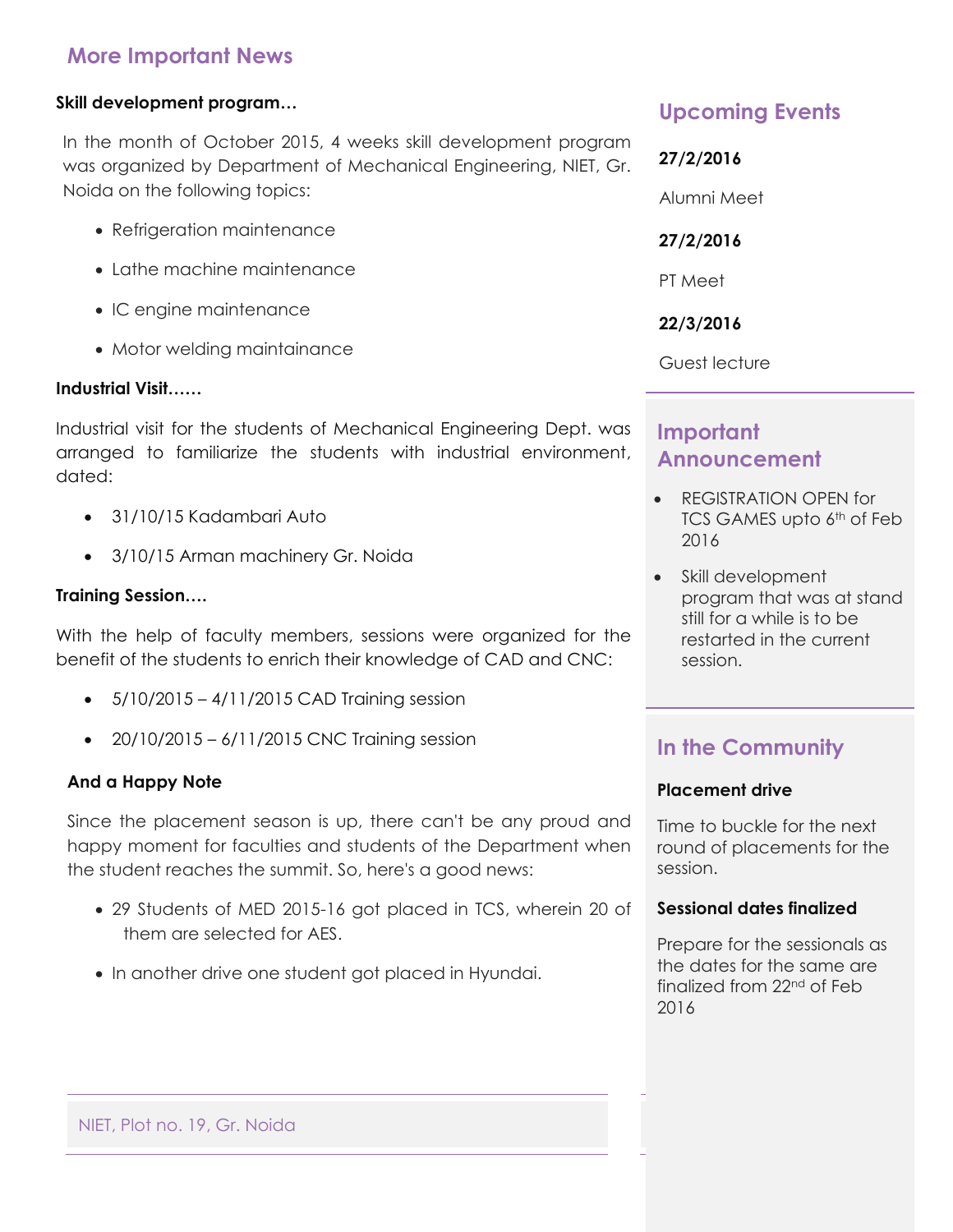## More Important News

**Skill development program…**

In the month of October 2015, 4 weeks skill development program was organized by Department of Mechanical Engineering, NIET, Gr. Noida on the following topics:

- Refrigeration maintenance
- Lathe machine maintenance
- IC engine maintenance
- Motor welding maintainance

**Industrial Visit……**

Industrial visit for the students of Mechanical Engineering Dept. was arranged to familiarize the students with industrial environment, dated:

- 31/10/15 Kadambari Auto
- 3/10/15 Arman machinery Gr. Noida

**Training Session….**

With the help of faculty members, sessions were organized for the benefit of the students to enrich their knowledge of CAD and CNC:

- 5/10/2015 – 4/11/2015 CAD Training session
- 20/10/2015 – 6/11/2015 CNC Training session

**And a Happy Note**

Since the placement season is up, there can't be any proud and happy moment for faculties and students of the Department when the student reaches the summit. So, here's a good news:

- 29 Students of MED 2015-16 got placed in TCS, wherein 20 of them are selected for AES.
- In another drive one student got placed in Hyundai.

NIET, Plot no. 19, Gr. Noida

## Upcoming Events

**27/2/2016**

Alumni Meet

**27/2/2016**

PT Meet

**22/3/2016**

Guest lecture

## Important Announcement

- REGISTRATION OPEN for TCS GAMES upto 6th of Feb 2016
- Skill development program that was at stand still for a while is to be restarted in the current session.

## In the Community

**Placement drive**

Time to buckle for the next round of placements for the session.

**Sessional dates finalized**

Prepare for the sessionals as the dates for the same are finalized from 22nd of Feb 2016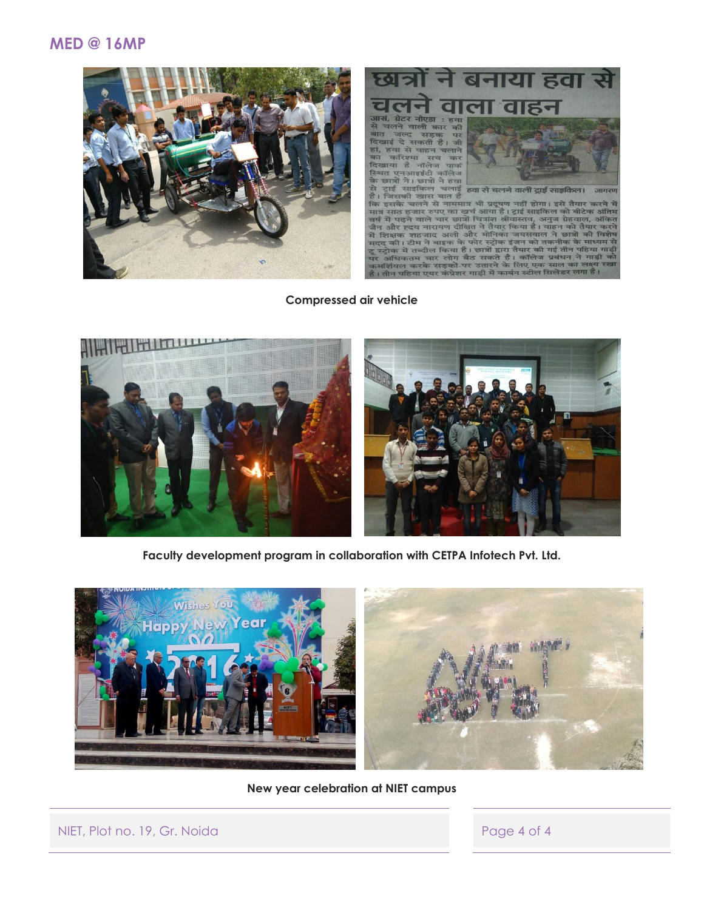Compressed air vehicle

Faculty development program in collaboration with CETPA Infotech Pvt. Ltd.

New year celebration at NIET campus